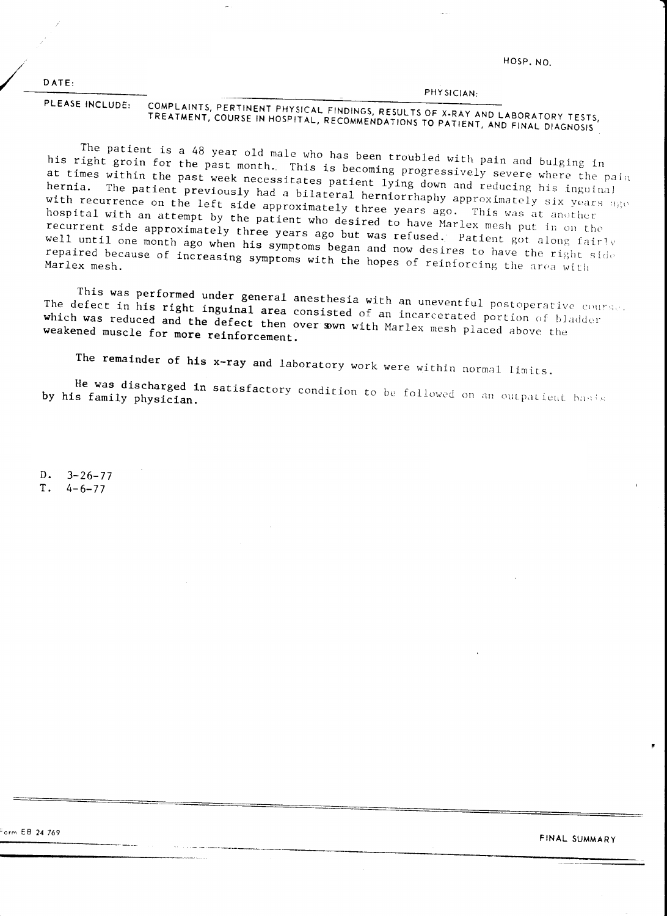HOSP. NO.

DATE:

PHYSICIAN:

PLEASE INCLUDE: COMPLAINTS, PERTINENT PHYSICAL FINDINGS, RESULTS OF X-RAY AND LABORATORY TESTS, TREATMENT, COURSE IN HOSPITAL, RECOMMENDATIONS TO PATIENT, AND FINAL DIAGNOSIS

The patient is a 48 year old male who has been troubled with pain and bulging in his right groin for the past month. This is becoming progressively severe where the pain at times within the past week necessitates patient lying down and reducing his inguinal hernia. The patient previously had a bilateral herniorrhaphy approximately six years ago with recurrence on the left side approximately three years ago. This was at another hospital with an attempt by the patient who desired to have Marlex mesh put in on the recurrent side approximately three years ago but was refused. Patient got along fairly well until one month ago when his symptoms began and now desires to have the right side repaired because of increasing symptoms with the hopes of reinforcing the area with Marlex mesh.

This was performed under general anesthesia with an uneventful postoperative course. The defect in his right inguinal area consisted of an incarcerated portion of bladder which was reduced and the defect then over sewn with Marlex mesh placed above the weakened muscle for more reinforcement.

The remainder of his x-ray and laboratory work were within normal limits.

He was discharged in satisfactory condition to be followed on an outpatient basis by his family physician.

D. 3-26-77
T. 4-6-77

Form EB 24 769

FINAL SUMMARY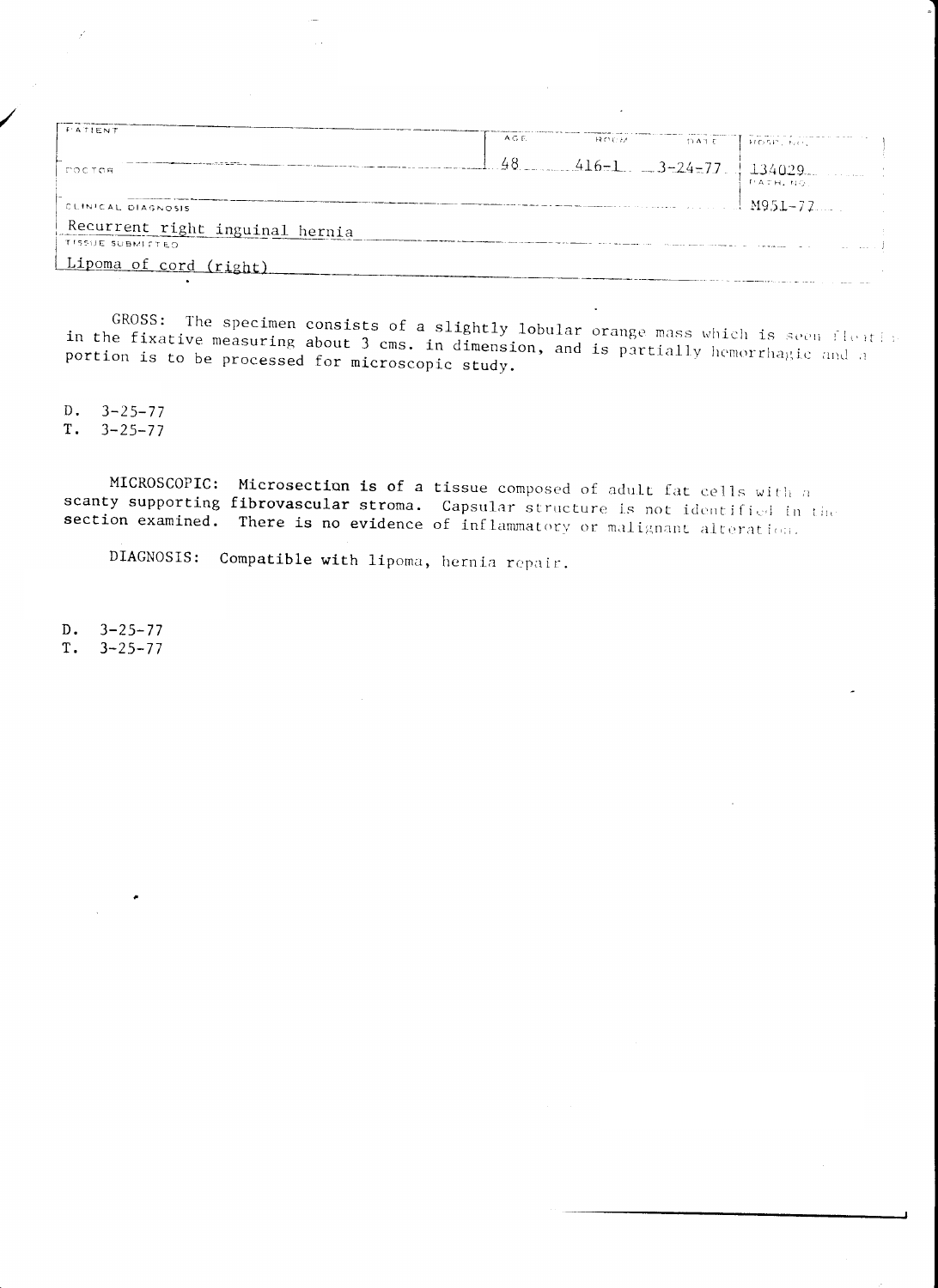| PATIENT | AGE | ROOM | DATE | HOSP. NO. |
| --- | --- | --- | --- | --- |
| DOCTOR | 48 | 416-1 | 3-24-77 | 134029 |
| | | | | PATH. NO. |
| CLINICAL DIAGNOSIS | | | | M951-77 |
| Recurrent right inguinal hernia | | | | |
| TISSUE SUBMITTED | | | | |
| Lipoma of cord (right) | | | | |

GROSS: The specimen consists of a slightly lobular orange mass which is seen floating in the fixative measuring about 3 cms. in dimension, and is partially hemorrhagic and a portion is to be processed for microscopic study.

D. 3-25-77
T. 3-25-77

MICROSCOPIC: Microsection is of a tissue composed of adult fat cells with a scanty supporting fibrovascular stroma. Capsular structure is not identified in the section examined. There is no evidence of inflammatory or malignant alteration.

DIAGNOSIS: Compatible with lipoma, hernia repair.

D. 3-25-77
T. 3-25-77